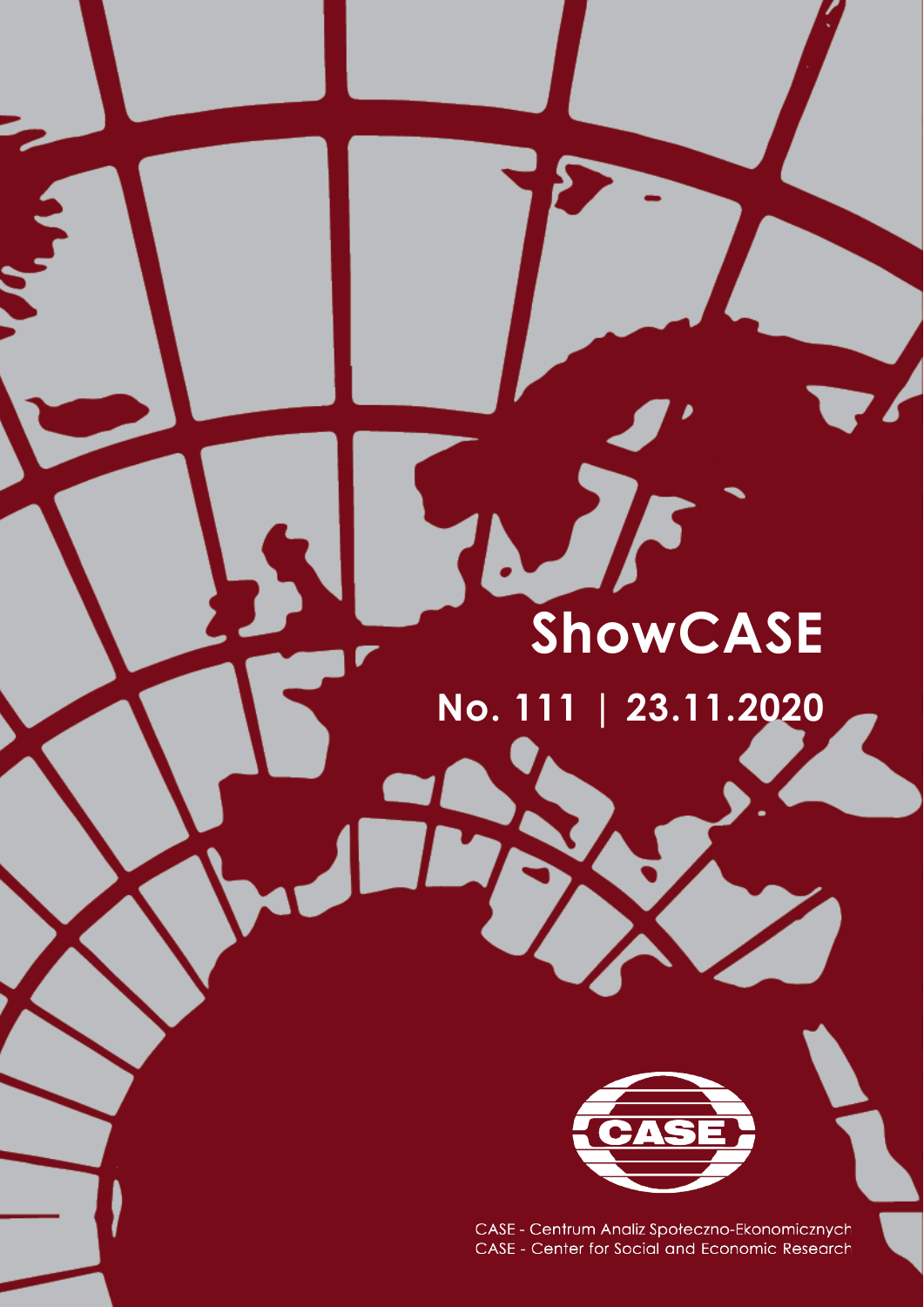# ShowCASE

## No. 111 | 23.11.2020

CASE - Centrum Analiz Społeczno-Ekonomicznych
CASE - Center for Social and Economic Research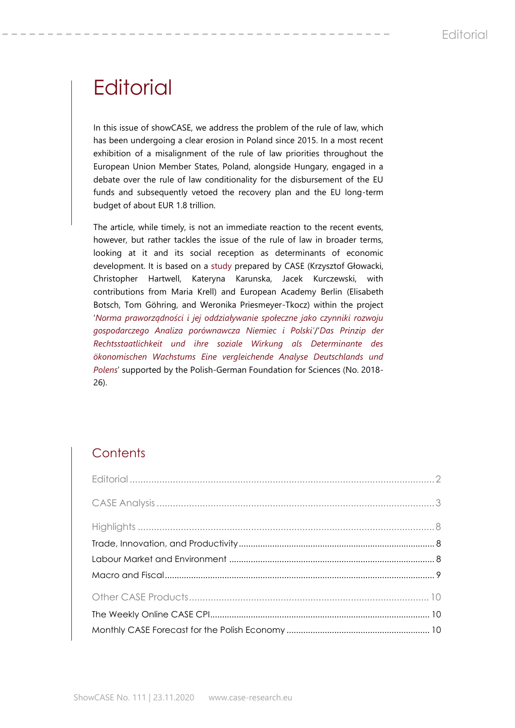# Editorial

In this issue of showCASE, we address the problem of the rule of law, which has been undergoing a clear erosion in Poland since 2015. In a most recent exhibition of a misalignment of the rule of law priorities throughout the European Union Member States, Poland, alongside Hungary, engaged in a debate over the rule of law conditionality for the disbursement of the EU funds and subsequently vetoed the recovery plan and the EU long-term budget of about EUR 1.8 trillion.

The article, while timely, is not an immediate reaction to the recent events, however, but rather tackles the issue of the rule of law in broader terms, looking at it and its social reception as determinants of economic development. It is based on a study prepared by CASE (Krzysztof Głowacki, Christopher Hartwell, Kateryna Karunska, Jacek Kurczewski, with contributions from Maria Krell) and European Academy Berlin (Elisabeth Botsch, Tom Göhring, and Weronika Priesmeyer-Tkocz) within the project '*Norma praworządności i jej oddziaływanie społeczne jako czynniki rozwoju gospodarczego Analiza porównawcza Niemiec i Polski*'/'*Das Prinzip der Rechtsstaatlichkeit und ihre soziale Wirkung als Determinante des ökonomischen Wachstums Eine vergleichende Analyse Deutschlands und Polens*' supported by the Polish-German Foundation for Sciences (No. 2018-26).

## Contents

Editorial .................... 2

CASE Analysis .................... 3

Highlights .................... 8
- Trade, Innovation, and Productivity .................... 8
- Labour Market and Environment .................... 8
- Macro and Fiscal .................... 9

Other CASE Products .................... 10
- The Weekly Online CASE CPI .................... 10
- Monthly CASE Forecast for the Polish Economy .................... 10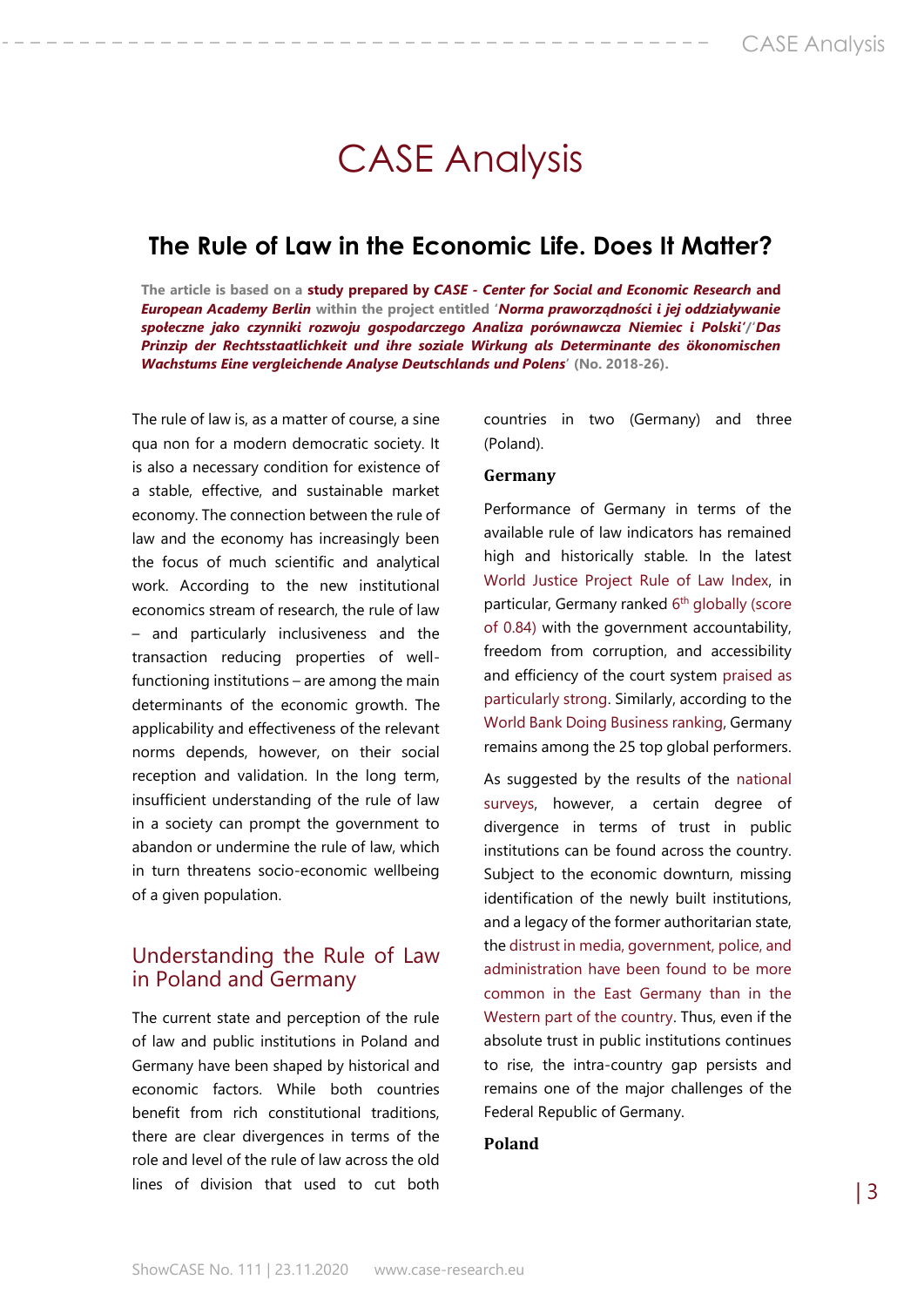# CASE Analysis

## The Rule of Law in the Economic Life. Does It Matter?

**The article is based on a study prepared by *CASE - Center for Social and Economic Research* and *European Academy Berlin* within the project entitled '*Norma praworządności i jej oddziaływanie społeczne jako czynniki rozwoju gospodarczego Analiza porównawcza Niemiec i Polski*'/'*Das Prinzip der Rechtsstaatlichkeit und ihre soziale Wirkung als Determinante des ökonomischen Wachstums Eine vergleichende Analyse Deutschlands und Polens*' (No. 2018-26).**

The rule of law is, as a matter of course, a sine qua non for a modern democratic society. It is also a necessary condition for existence of a stable, effective, and sustainable market economy. The connection between the rule of law and the economy has increasingly been the focus of much scientific and analytical work. According to the new institutional economics stream of research, the rule of law – and particularly inclusiveness and the transaction reducing properties of well-functioning institutions – are among the main determinants of the economic growth. The applicability and effectiveness of the relevant norms depends, however, on their social reception and validation. In the long term, insufficient understanding of the rule of law in a society can prompt the government to abandon or undermine the rule of law, which in turn threatens socio-economic wellbeing of a given population.

## Understanding the Rule of Law in Poland and Germany

The current state and perception of the rule of law and public institutions in Poland and Germany have been shaped by historical and economic factors. While both countries benefit from rich constitutional traditions, there are clear divergences in terms of the role and level of the rule of law across the old lines of division that used to cut both countries in two (Germany) and three (Poland).

### Germany

Performance of Germany in terms of the available rule of law indicators has remained high and historically stable. In the latest World Justice Project Rule of Law Index, in particular, Germany ranked 6th globally (score of 0.84) with the government accountability, freedom from corruption, and accessibility and efficiency of the court system praised as particularly strong. Similarly, according to the World Bank Doing Business ranking, Germany remains among the 25 top global performers.

As suggested by the results of the national surveys, however, a certain degree of divergence in terms of trust in public institutions can be found across the country. Subject to the economic downturn, missing identification of the newly built institutions, and a legacy of the former authoritarian state, the distrust in media, government, police, and administration have been found to be more common in the East Germany than in the Western part of the country. Thus, even if the absolute trust in public institutions continues to rise, the intra-country gap persists and remains one of the major challenges of the Federal Republic of Germany.

### Poland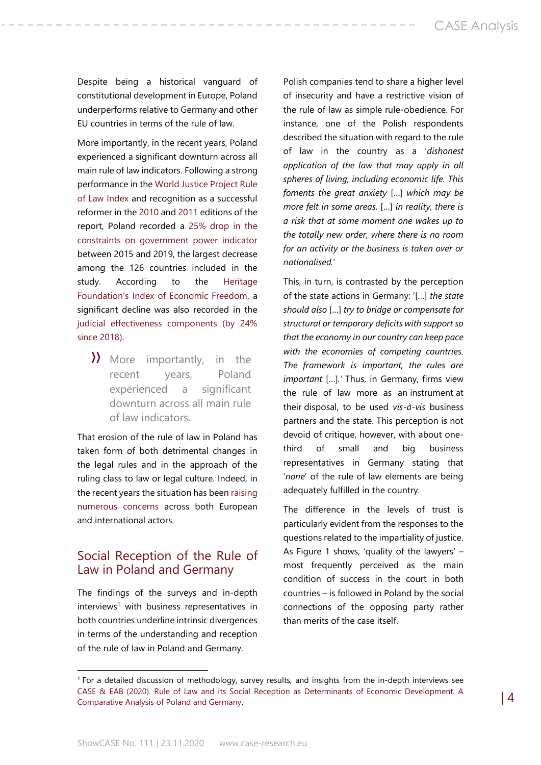Despite being a historical vanguard of constitutional development in Europe, Poland underperforms relative to Germany and other EU countries in terms of the rule of law.

More importantly, in the recent years, Poland experienced a significant downturn across all main rule of law indicators. Following a strong performance in the World Justice Project Rule of Law Index and recognition as a successful reformer in the 2010 and 2011 editions of the report, Poland recorded a 25% drop in the constraints on government power indicator between 2015 and 2019, the largest decrease among the 126 countries included in the study. According to the Heritage Foundation's Index of Economic Freedom, a significant decline was also recorded in the judicial effectiveness components (by 24% since 2018).

> More importantly, in the recent years, Poland experienced a significant downturn across all main rule of law indicators.

That erosion of the rule of law in Poland has taken form of both detrimental changes in the legal rules and in the approach of the ruling class to law or legal culture. Indeed, in the recent years the situation has been raising numerous concerns across both European and international actors.

## Social Reception of the Rule of Law in Poland and Germany

The findings of the surveys and in-depth interviews[1] with business representatives in both countries underline intrinsic divergences in terms of the understanding and reception of the rule of law in Poland and Germany.

Polish companies tend to share a higher level of insecurity and have a restrictive vision of the rule of law as simple rule-obedience. For instance, one of the Polish respondents described the situation with regard to the rule of law in the country as a '*dishonest application of the law that may apply in all spheres of living, including economic life. This foments the great anxiety* [...] *which may be more felt in some areas.* [...] *in reality, there is a risk that at some moment one wakes up to the totally new order, where there is no room for an activity or the business is taken over or nationalised.*'

This, in turn, is contrasted by the perception of the state actions in Germany: '[...] *the state should also* [...] *try to bridge or compensate for structural or temporary deficits with support so that the economy in our country can keep pace with the economies of competing countries. The framework is important, the rules are important* [...].' Thus, in Germany, firms view the rule of law more as an instrument at their disposal, to be used *vis-à-vis* business partners and the state. This perception is not devoid of critique, however, with about one-third of small and big business representatives in Germany stating that '*none*' of the rule of law elements are being adequately fulfilled in the country.

The difference in the levels of trust is particularly evident from the responses to the questions related to the impartiality of justice. As Figure 1 shows, 'quality of the lawyers' – most frequently perceived as the main condition of success in the court in both countries – is followed in Poland by the social connections of the opposing party rather than merits of the case itself.

---

[1] For a detailed discussion of methodology, survey results, and insights from the in-depth interviews see CASE & EAB (2020). Rule of Law and its Social Reception as Determinants of Economic Development. A Comparative Analysis of Poland and Germany.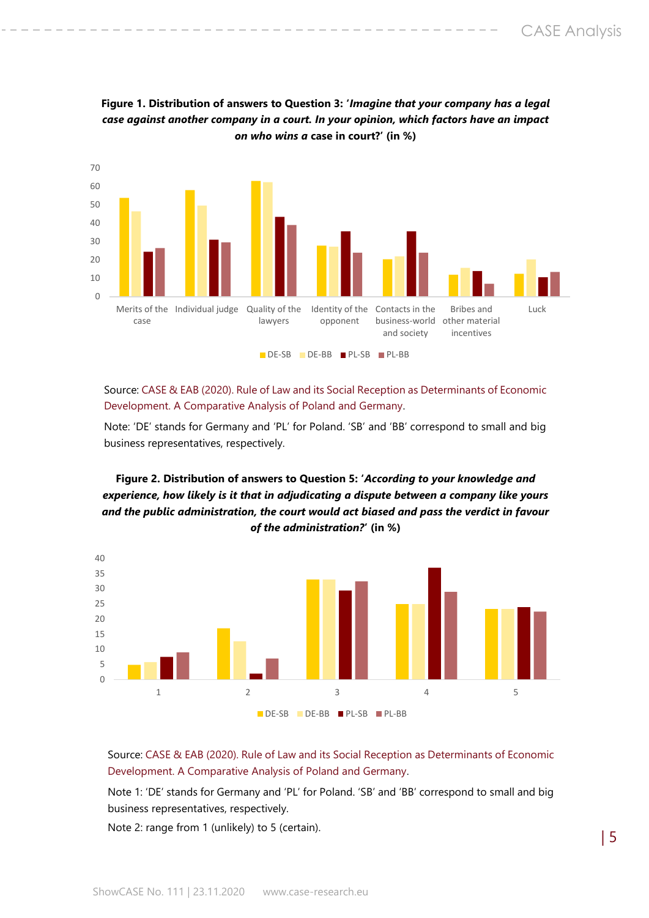**Figure 1. Distribution of answers to Question 3: '*Imagine that your company has a legal case against another company in a court. In your opinion, which factors have an impact on who wins a* case in court?' (in %)**

Source: CASE & EAB (2020). Rule of Law and its Social Reception as Determinants of Economic Development. A Comparative Analysis of Poland and Germany.

Note: 'DE' stands for Germany and 'PL' for Poland. 'SB' and 'BB' correspond to small and big business representatives, respectively.

**Figure 2. Distribution of answers to Question 5: '*According to your knowledge and experience, how likely is it that in adjudicating a dispute between a company like yours and the public administration, the court would act biased and pass the verdict in favour of the administration?*' (in %)**

Source: CASE & EAB (2020). Rule of Law and its Social Reception as Determinants of Economic Development. A Comparative Analysis of Poland and Germany.

Note 1: 'DE' stands for Germany and 'PL' for Poland. 'SB' and 'BB' correspond to small and big business representatives, respectively.

Note 2: range from 1 (unlikely) to 5 (certain).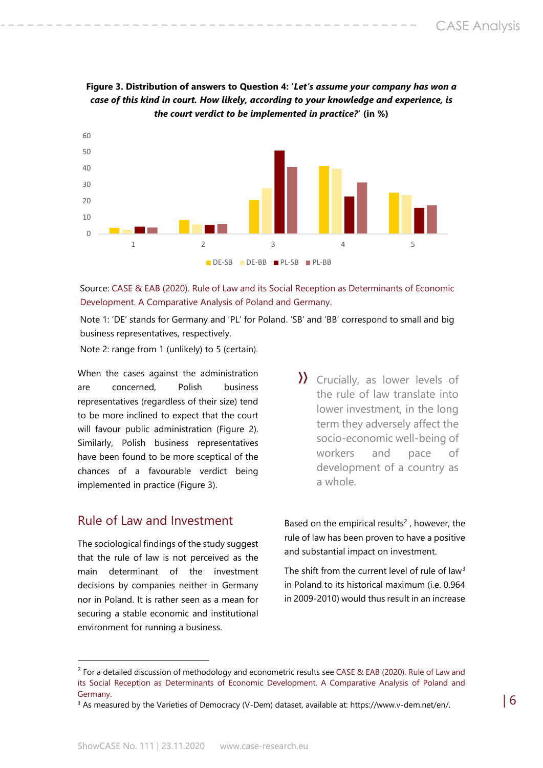**Figure 3. Distribution of answers to Question 4: '*Let's assume your company has won a case of this kind in court. How likely, according to your knowledge and experience, is the court verdict to be implemented in practice?*' (in %)**

Source: CASE & EAB (2020). Rule of Law and its Social Reception as Determinants of Economic Development. A Comparative Analysis of Poland and Germany.

Note 1: 'DE' stands for Germany and 'PL' for Poland. 'SB' and 'BB' correspond to small and big business representatives, respectively.

Note 2: range from 1 (unlikely) to 5 (certain).

When the cases against the administration are concerned, Polish business representatives (regardless of their size) tend to be more inclined to expect that the court will favour public administration (Figure 2). Similarly, Polish business representatives have been found to be more sceptical of the chances of a favourable verdict being implemented in practice (Figure 3).

> Crucially, as lower levels of the rule of law translate into lower investment, in the long term they adversely affect the socio-economic well-being of workers and pace of development of a country as a whole.

## Rule of Law and Investment

The sociological findings of the study suggest that the rule of law is not perceived as the main determinant of the investment decisions by companies neither in Germany nor in Poland. It is rather seen as a mean for securing a stable economic and institutional environment for running a business.

Based on the empirical results[2] , however, the rule of law has been proven to have a positive and substantial impact on investment.

The shift from the current level of rule of law[3] in Poland to its historical maximum (i.e. 0.964 in 2009-2010) would thus result in an increase

---

[2] For a detailed discussion of methodology and econometric results see CASE & EAB (2020). Rule of Law and its Social Reception as Determinants of Economic Development. A Comparative Analysis of Poland and Germany.

[3] As measured by the Varieties of Democracy (V-Dem) dataset, available at: https://www.v-dem.net/en/.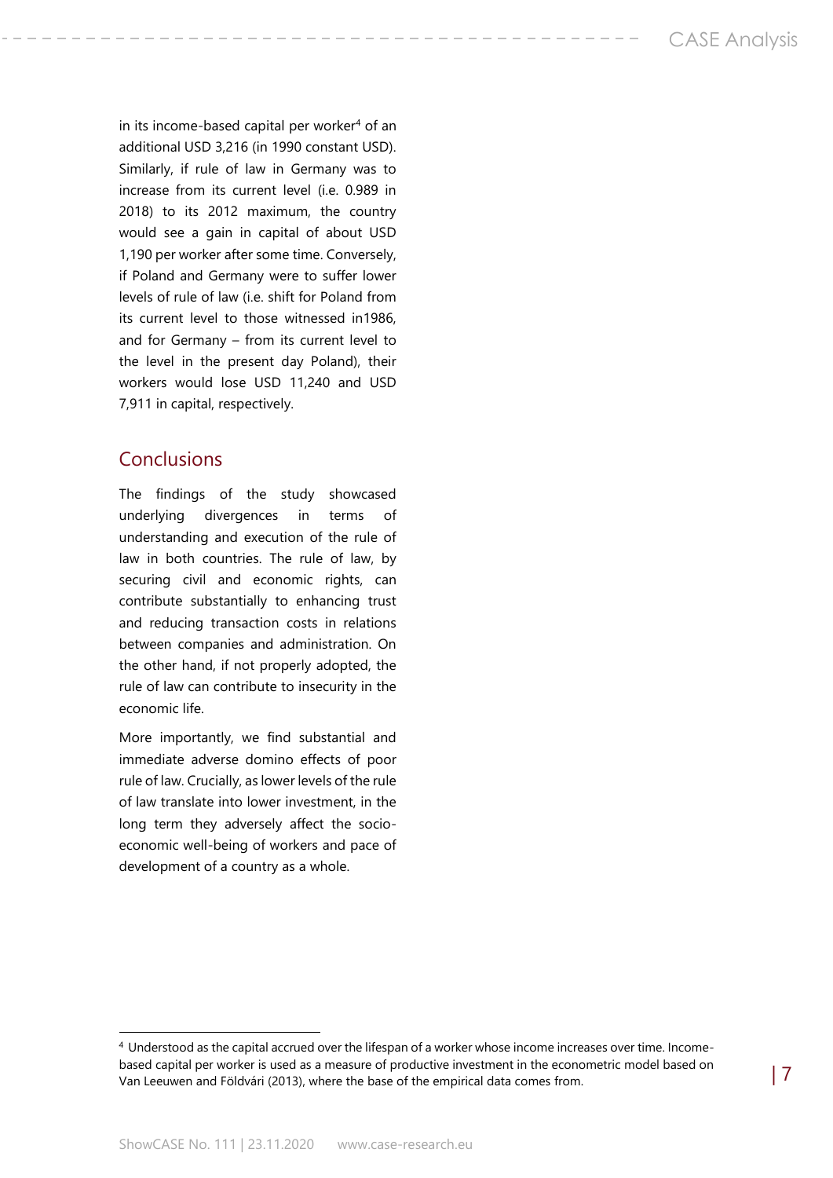in its income-based capital per worker[4] of an additional USD 3,216 (in 1990 constant USD). Similarly, if rule of law in Germany was to increase from its current level (i.e. 0.989 in 2018) to its 2012 maximum, the country would see a gain in capital of about USD 1,190 per worker after some time. Conversely, if Poland and Germany were to suffer lower levels of rule of law (i.e. shift for Poland from its current level to those witnessed in1986, and for Germany – from its current level to the level in the present day Poland), their workers would lose USD 11,240 and USD 7,911 in capital, respectively.

## Conclusions

The findings of the study showcased underlying divergences in terms of understanding and execution of the rule of law in both countries. The rule of law, by securing civil and economic rights, can contribute substantially to enhancing trust and reducing transaction costs in relations between companies and administration. On the other hand, if not properly adopted, the rule of law can contribute to insecurity in the economic life.

More importantly, we find substantial and immediate adverse domino effects of poor rule of law. Crucially, as lower levels of the rule of law translate into lower investment, in the long term they adversely affect the socio-economic well-being of workers and pace of development of a country as a whole.

---

[4] Understood as the capital accrued over the lifespan of a worker whose income increases over time. Income-based capital per worker is used as a measure of productive investment in the econometric model based on Van Leeuwen and Földvári (2013), where the base of the empirical data comes from.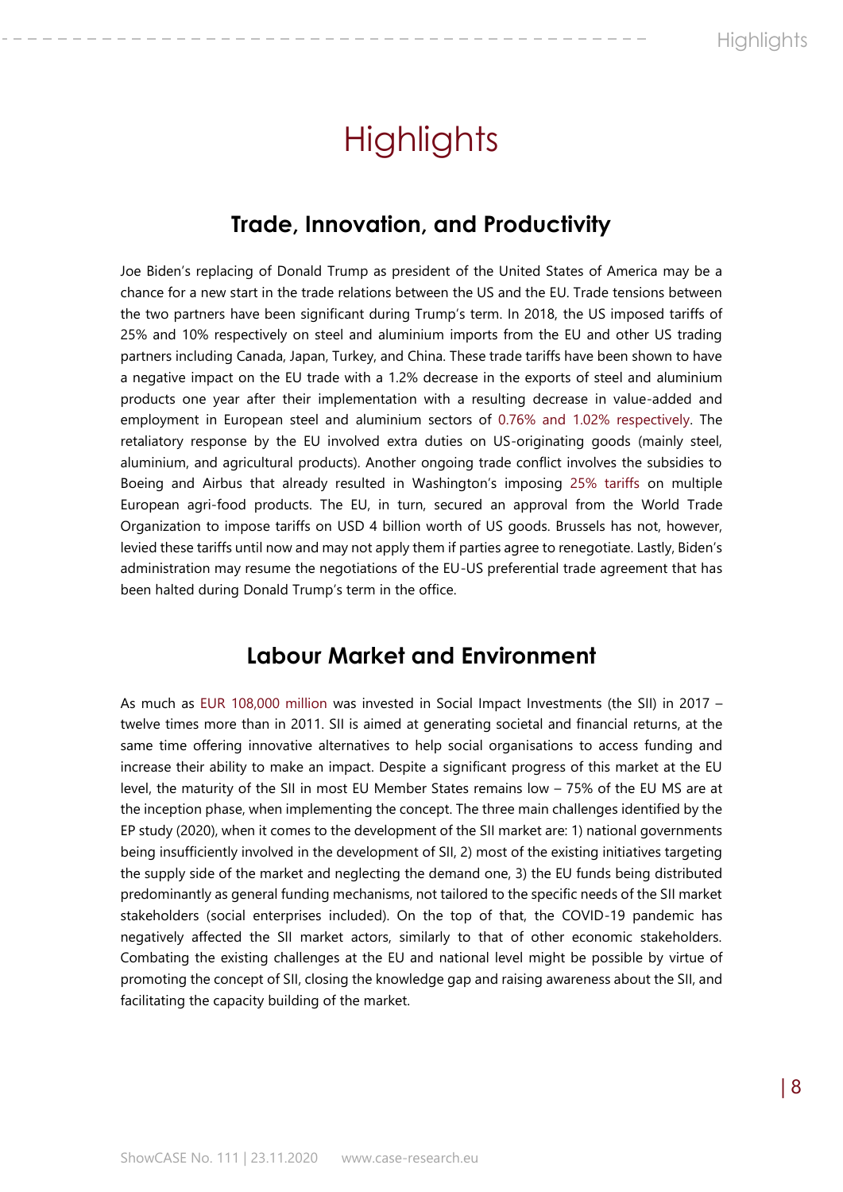# Highlights

## Trade, Innovation, and Productivity

Joe Biden's replacing of Donald Trump as president of the United States of America may be a chance for a new start in the trade relations between the US and the EU. Trade tensions between the two partners have been significant during Trump's term. In 2018, the US imposed tariffs of 25% and 10% respectively on steel and aluminium imports from the EU and other US trading partners including Canada, Japan, Turkey, and China. These trade tariffs have been shown to have a negative impact on the EU trade with a 1.2% decrease in the exports of steel and aluminium products one year after their implementation with a resulting decrease in value-added and employment in European steel and aluminium sectors of 0.76% and 1.02% respectively. The retaliatory response by the EU involved extra duties on US-originating goods (mainly steel, aluminium, and agricultural products). Another ongoing trade conflict involves the subsidies to Boeing and Airbus that already resulted in Washington's imposing 25% tariffs on multiple European agri-food products. The EU, in turn, secured an approval from the World Trade Organization to impose tariffs on USD 4 billion worth of US goods. Brussels has not, however, levied these tariffs until now and may not apply them if parties agree to renegotiate. Lastly, Biden's administration may resume the negotiations of the EU-US preferential trade agreement that has been halted during Donald Trump's term in the office.

## Labour Market and Environment

As much as EUR 108,000 million was invested in Social Impact Investments (the SII) in 2017 – twelve times more than in 2011. SII is aimed at generating societal and financial returns, at the same time offering innovative alternatives to help social organisations to access funding and increase their ability to make an impact. Despite a significant progress of this market at the EU level, the maturity of the SII in most EU Member States remains low – 75% of the EU MS are at the inception phase, when implementing the concept. The three main challenges identified by the EP study (2020), when it comes to the development of the SII market are: 1) national governments being insufficiently involved in the development of SII, 2) most of the existing initiatives targeting the supply side of the market and neglecting the demand one, 3) the EU funds being distributed predominantly as general funding mechanisms, not tailored to the specific needs of the SII market stakeholders (social enterprises included). On the top of that, the COVID-19 pandemic has negatively affected the SII market actors, similarly to that of other economic stakeholders. Combating the existing challenges at the EU and national level might be possible by virtue of promoting the concept of SII, closing the knowledge gap and raising awareness about the SII, and facilitating the capacity building of the market.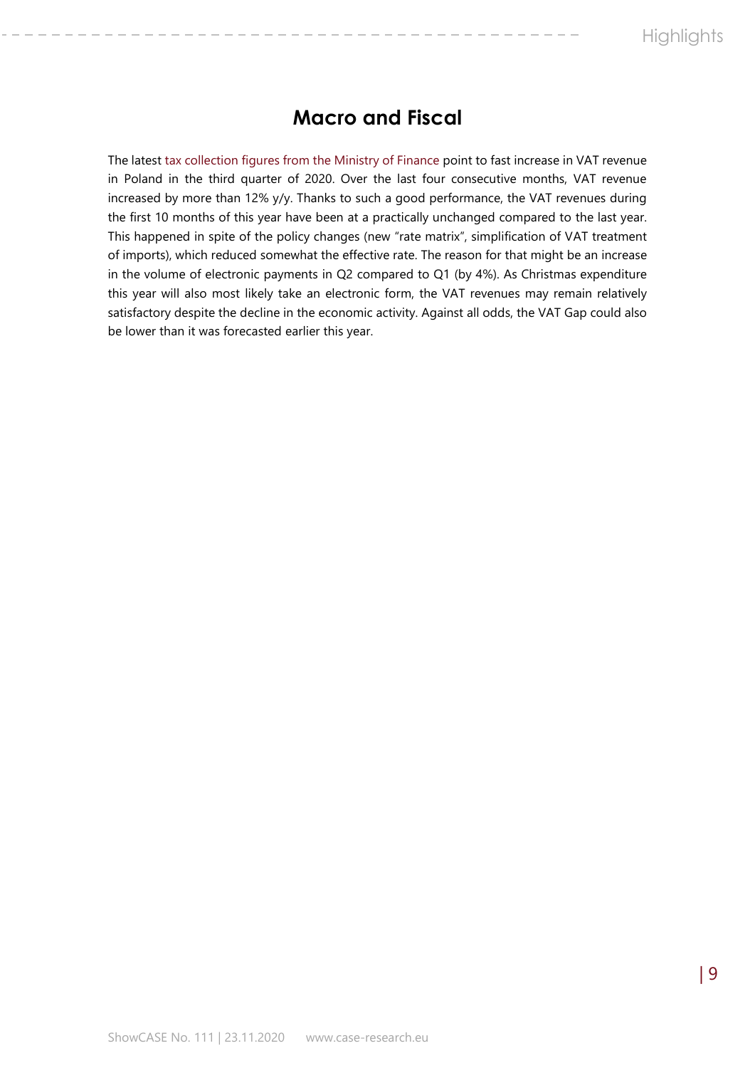## Macro and Fiscal

The latest tax collection figures from the Ministry of Finance point to fast increase in VAT revenue in Poland in the third quarter of 2020. Over the last four consecutive months, VAT revenue increased by more than 12% y/y. Thanks to such a good performance, the VAT revenues during the first 10 months of this year have been at a practically unchanged compared to the last year. This happened in spite of the policy changes (new "rate matrix", simplification of VAT treatment of imports), which reduced somewhat the effective rate. The reason for that might be an increase in the volume of electronic payments in Q2 compared to Q1 (by 4%). As Christmas expenditure this year will also most likely take an electronic form, the VAT revenues may remain relatively satisfactory despite the decline in the economic activity. Against all odds, the VAT Gap could also be lower than it was forecasted earlier this year.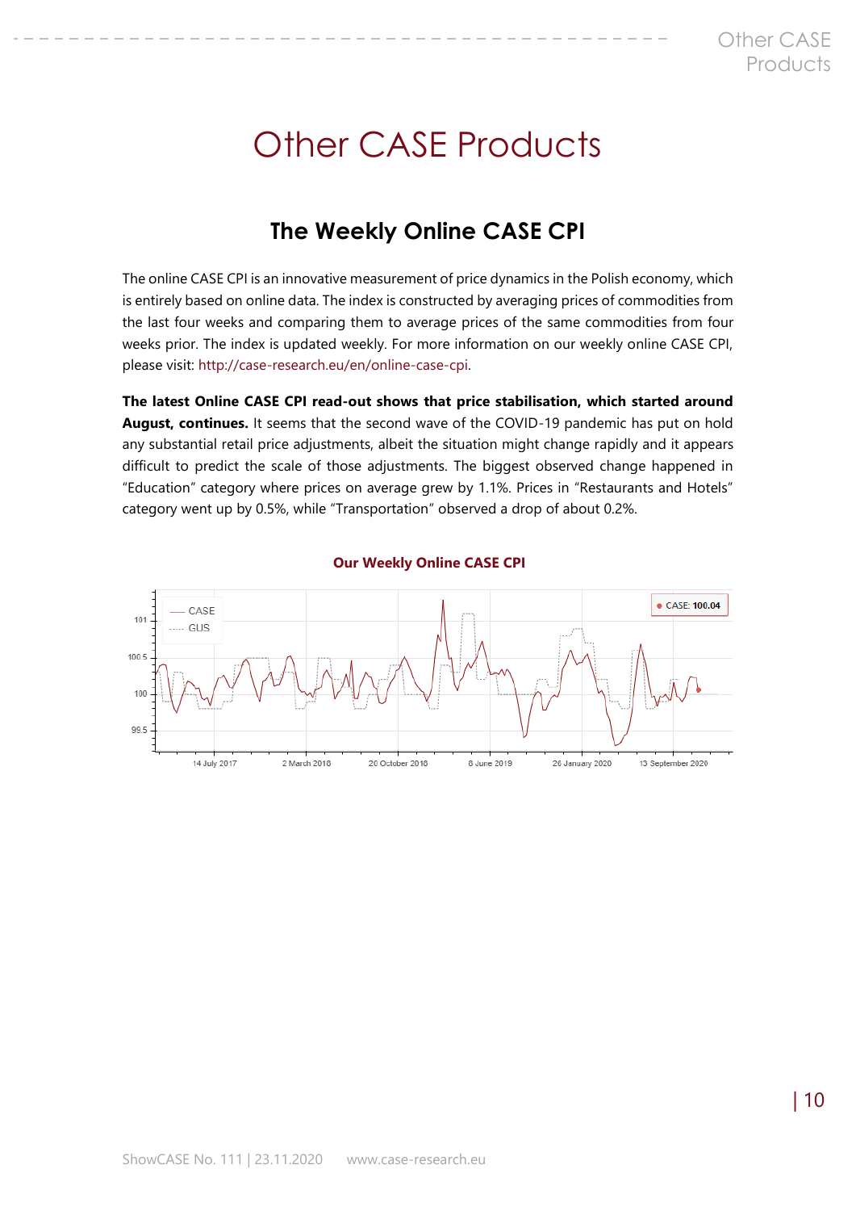# Other CASE Products

## The Weekly Online CASE CPI

The online CASE CPI is an innovative measurement of price dynamics in the Polish economy, which is entirely based on online data. The index is constructed by averaging prices of commodities from the last four weeks and comparing them to average prices of the same commodities from four weeks prior. The index is updated weekly. For more information on our weekly online CASE CPI, please visit: http://case-research.eu/en/online-case-cpi.

**The latest Online CASE CPI read-out shows that price stabilisation, which started around August, continues.** It seems that the second wave of the COVID-19 pandemic has put on hold any substantial retail price adjustments, albeit the situation might change rapidly and it appears difficult to predict the scale of those adjustments. The biggest observed change happened in "Education" category where prices on average grew by 1.1%. Prices in "Restaurants and Hotels" category went up by 0.5%, while "Transportation" observed a drop of about 0.2%.

**Our Weekly Online CASE CPI**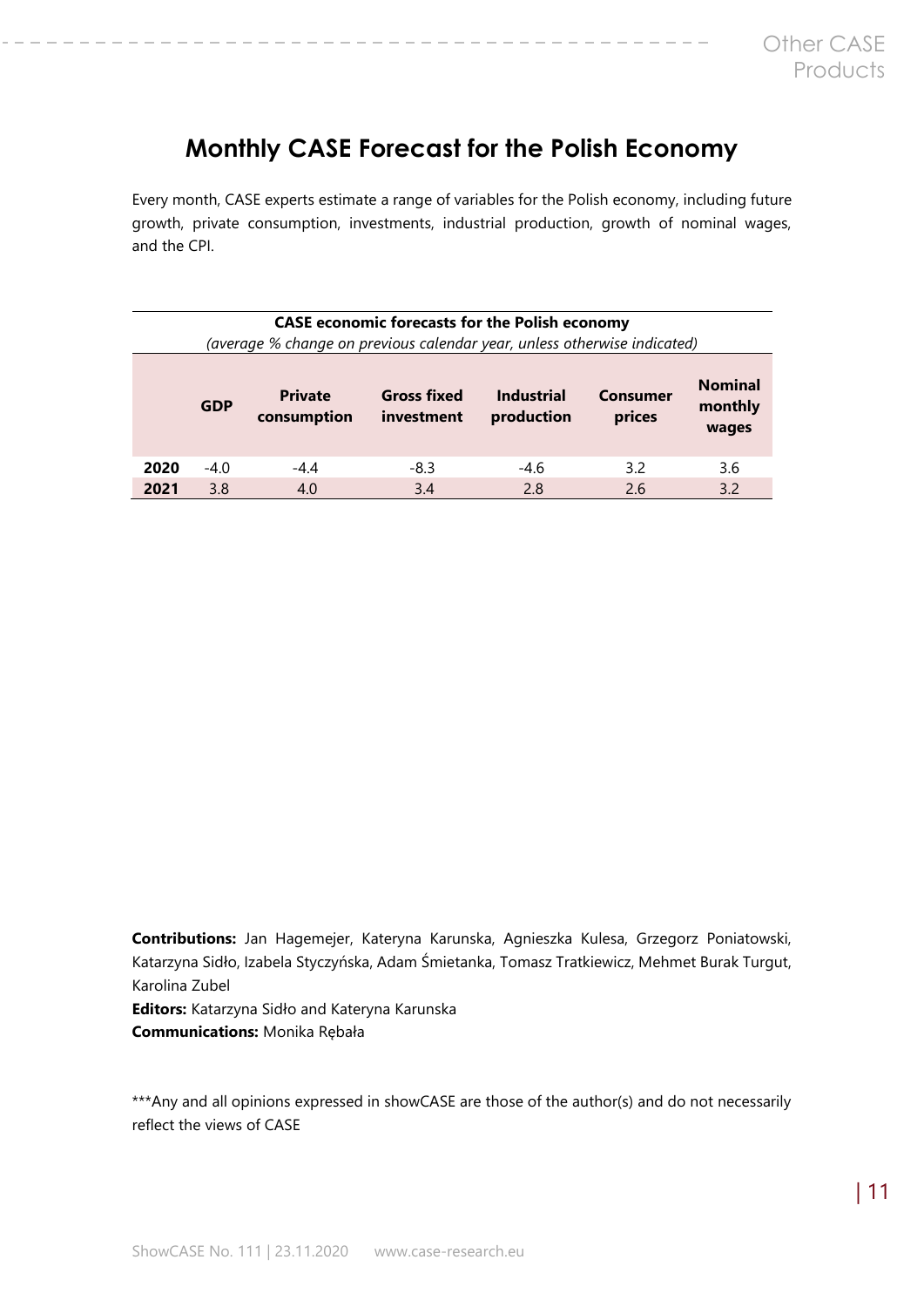## Monthly CASE Forecast for the Polish Economy

Every month, CASE experts estimate a range of variables for the Polish economy, including future growth, private consumption, investments, industrial production, growth of nominal wages, and the CPI.

**CASE economic forecasts for the Polish economy**

*(average % change on previous calendar year, unless otherwise indicated)*

| | GDP | Private consumption | Gross fixed investment | Industrial production | Consumer prices | Nominal monthly wages |
|---|---|---|---|---|---|---|
| **2020** | -4.0 | -4.4 | -8.3 | -4.6 | 3.2 | 3.6 |
| **2021** | 3.8 | 4.0 | 3.4 | 2.8 | 2.6 | 3.2 |

**Contributions:** Jan Hagemejer, Kateryna Karunska, Agnieszka Kulesa, Grzegorz Poniatowski, Katarzyna Sidło, Izabela Styczyńska, Adam Śmietanka, Tomasz Tratkiewicz, Mehmet Burak Turgut, Karolina Zubel

**Editors:** Katarzyna Sidło and Kateryna Karunska

**Communications:** Monika Rębała

***Any and all opinions expressed in showCASE are those of the author(s) and do not necessarily reflect the views of CASE